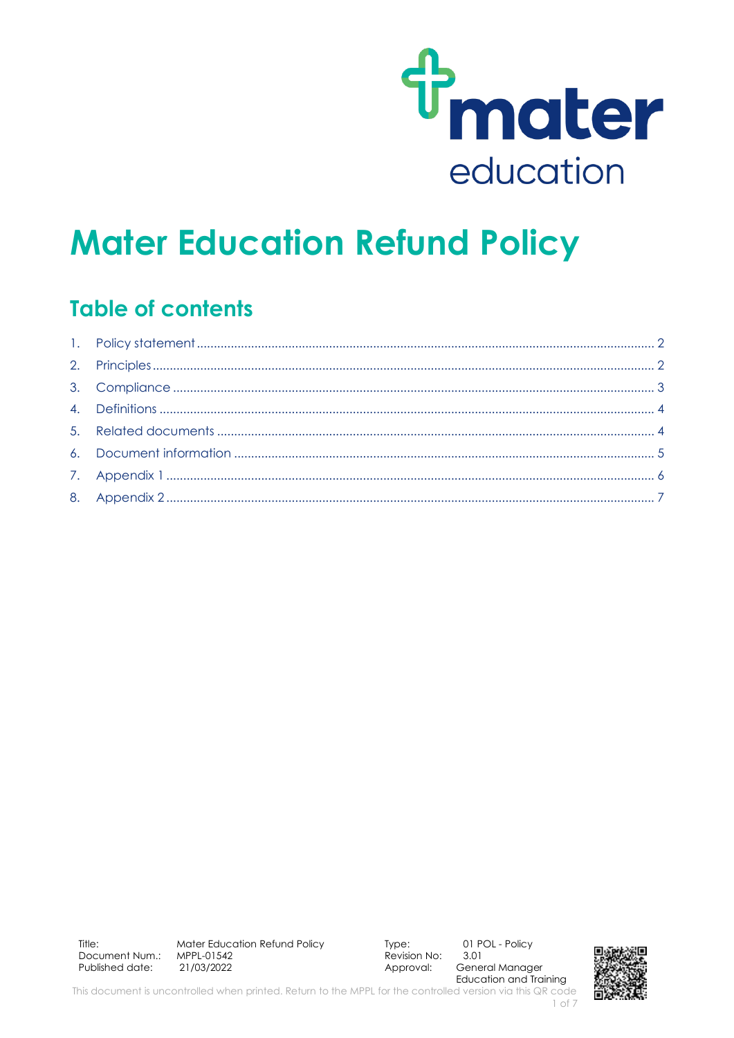# Mater Education Refund Policy

## Table of contents

1. Policy statement .......... 2
2. Principles .......... 2
3. Compliance .......... 3
4. Definitions .......... 4
5. Related documents .......... 4
6. Document information .......... 5
7. Appendix 1 .......... 6
8. Appendix 2 .......... 7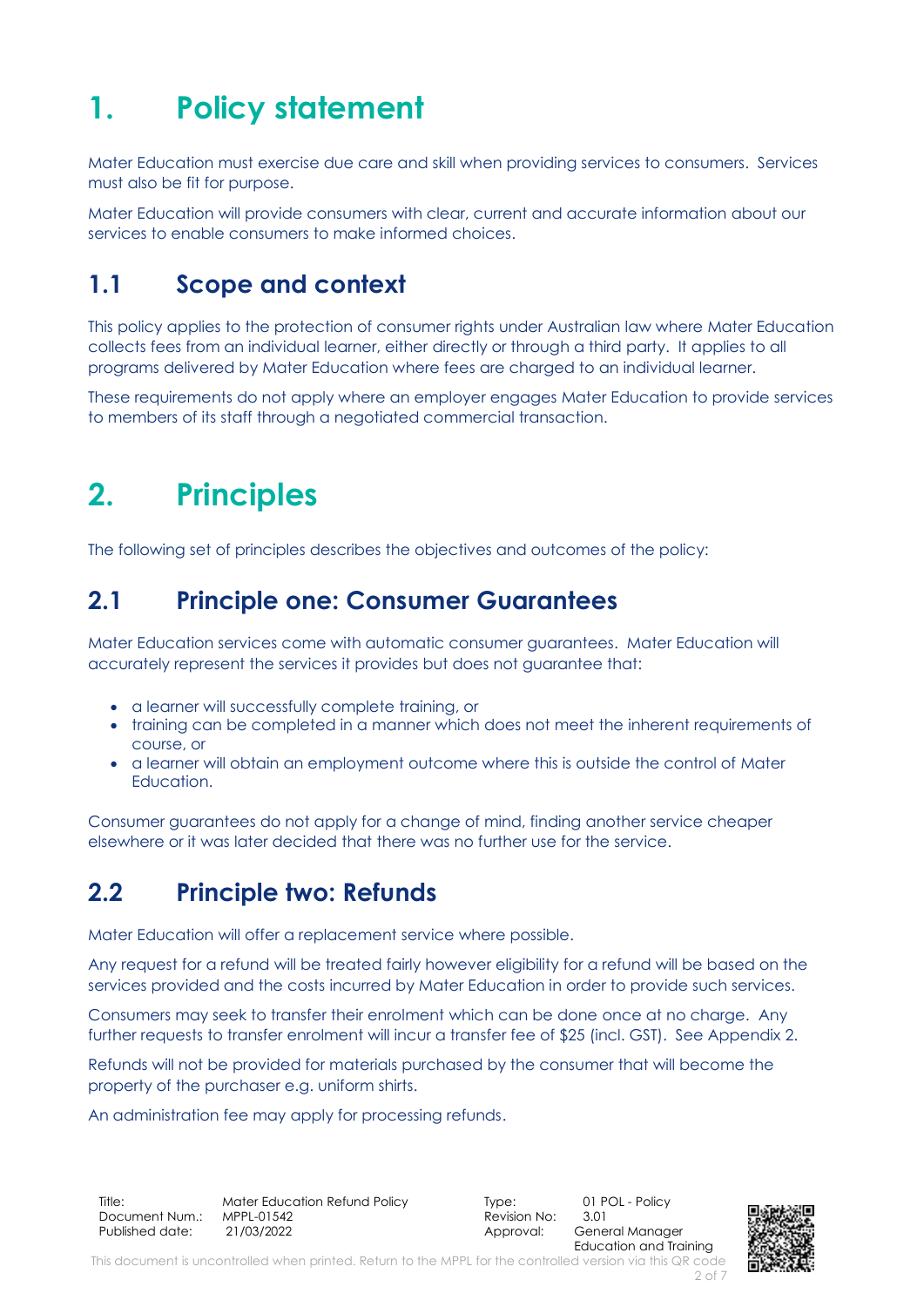# 1. Policy statement

Mater Education must exercise due care and skill when providing services to consumers. Services must also be fit for purpose.

Mater Education will provide consumers with clear, current and accurate information about our services to enable consumers to make informed choices.

## 1.1 Scope and context

This policy applies to the protection of consumer rights under Australian law where Mater Education collects fees from an individual learner, either directly or through a third party. It applies to all programs delivered by Mater Education where fees are charged to an individual learner.

These requirements do not apply where an employer engages Mater Education to provide services to members of its staff through a negotiated commercial transaction.

# 2. Principles

The following set of principles describes the objectives and outcomes of the policy:

## 2.1 Principle one: Consumer Guarantees

Mater Education services come with automatic consumer guarantees. Mater Education will accurately represent the services it provides but does not guarantee that:

- a learner will successfully complete training, or
- training can be completed in a manner which does not meet the inherent requirements of course, or
- a learner will obtain an employment outcome where this is outside the control of Mater Education.

Consumer guarantees do not apply for a change of mind, finding another service cheaper elsewhere or it was later decided that there was no further use for the service.

## 2.2 Principle two: Refunds

Mater Education will offer a replacement service where possible.

Any request for a refund will be treated fairly however eligibility for a refund will be based on the services provided and the costs incurred by Mater Education in order to provide such services.

Consumers may seek to transfer their enrolment which can be done once at no charge. Any further requests to transfer enrolment will incur a transfer fee of $25 (incl. GST). See Appendix 2.

Refunds will not be provided for materials purchased by the consumer that will become the property of the purchaser e.g. uniform shirts.

An administration fee may apply for processing refunds.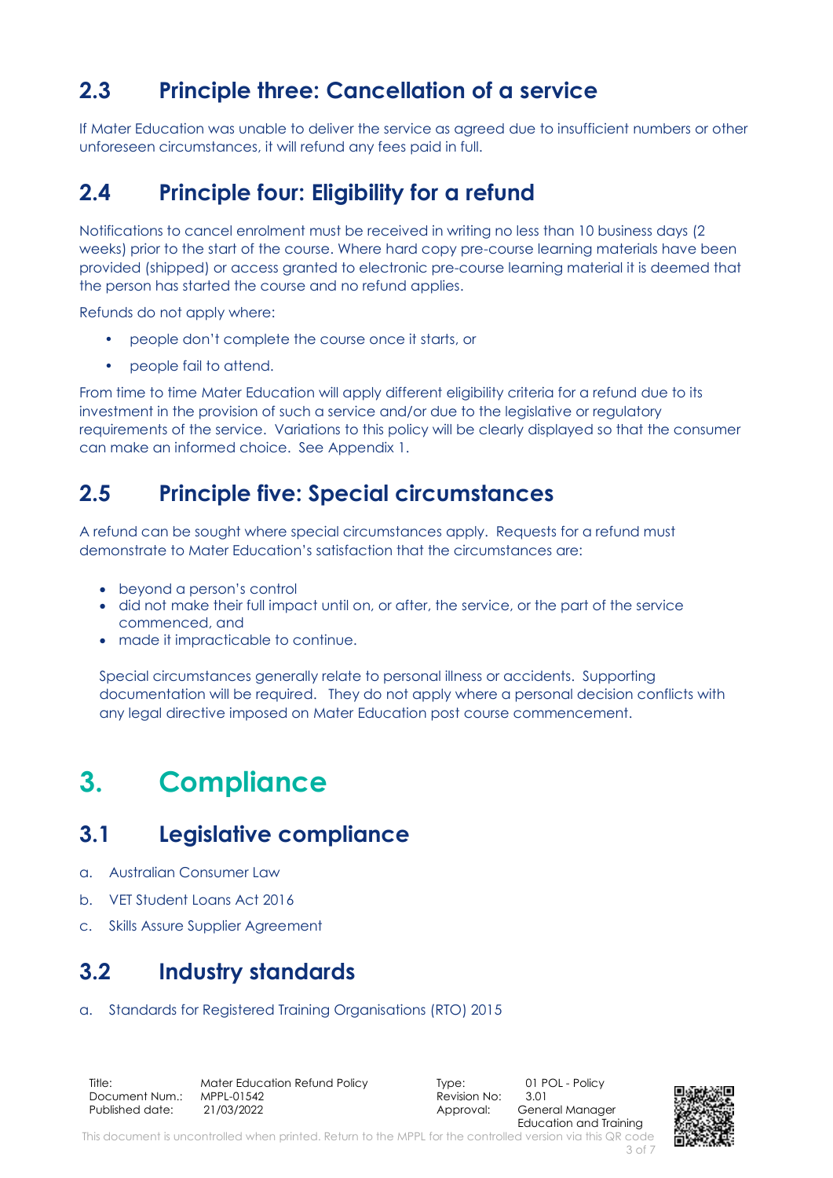## 2.3 Principle three: Cancellation of a service

If Mater Education was unable to deliver the service as agreed due to insufficient numbers or other unforeseen circumstances, it will refund any fees paid in full.

## 2.4 Principle four: Eligibility for a refund

Notifications to cancel enrolment must be received in writing no less than 10 business days (2 weeks) prior to the start of the course. Where hard copy pre-course learning materials have been provided (shipped) or access granted to electronic pre-course learning material it is deemed that the person has started the course and no refund applies.

Refunds do not apply where:

- people don't complete the course once it starts, or
- people fail to attend.

From time to time Mater Education will apply different eligibility criteria for a refund due to its investment in the provision of such a service and/or due to the legislative or regulatory requirements of the service. Variations to this policy will be clearly displayed so that the consumer can make an informed choice. See Appendix 1.

## 2.5 Principle five: Special circumstances

A refund can be sought where special circumstances apply. Requests for a refund must demonstrate to Mater Education's satisfaction that the circumstances are:

- beyond a person's control
- did not make their full impact until on, or after, the service, or the part of the service commenced, and
- made it impracticable to continue.

Special circumstances generally relate to personal illness or accidents. Supporting documentation will be required. They do not apply where a personal decision conflicts with any legal directive imposed on Mater Education post course commencement.

# 3. Compliance

## 3.1 Legislative compliance

a. Australian Consumer Law

b. VET Student Loans Act 2016

c. Skills Assure Supplier Agreement

## 3.2 Industry standards

a. Standards for Registered Training Organisations (RTO) 2015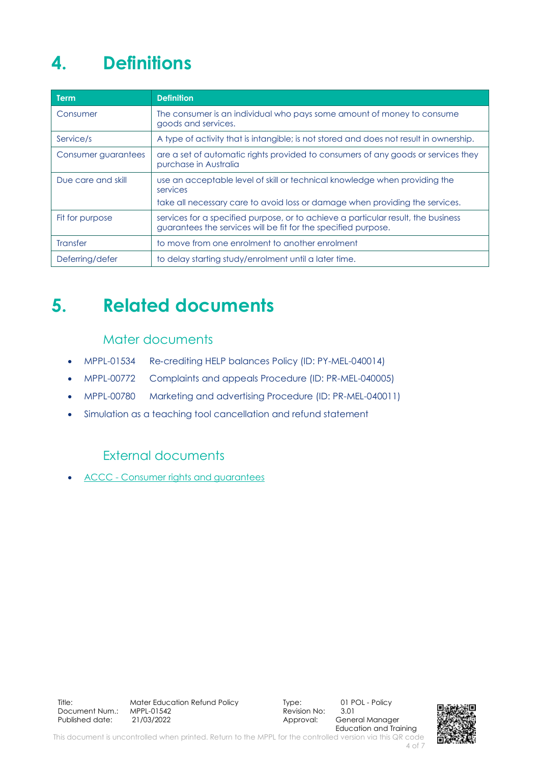# 4. Definitions

| Term | Definition |
| --- | --- |
| Consumer | The consumer is an individual who pays some amount of money to consume goods and services. |
| Service/s | A type of activity that is intangible; is not stored and does not result in ownership. |
| Consumer guarantees | are a set of automatic rights provided to consumers of any goods or services they purchase in Australia |
| Due care and skill | use an acceptable level of skill or technical knowledge when providing the services<br>take all necessary care to avoid loss or damage when providing the services. |
| Fit for purpose | services for a specified purpose, or to achieve a particular result, the business guarantees the services will be fit for the specified purpose. |
| Transfer | to move from one enrolment to another enrolment |
| Deferring/defer | to delay starting study/enrolment until a later time. |

# 5. Related documents

## Mater documents

- MPPL-01534 Re-crediting HELP balances Policy (ID: PY-MEL-040014)
- MPPL-00772 Complaints and appeals Procedure (ID: PR-MEL-040005)
- MPPL-00780 Marketing and advertising Procedure (ID: PR-MEL-040011)
- Simulation as a teaching tool cancellation and refund statement

## External documents

- ACCC - Consumer rights and guarantees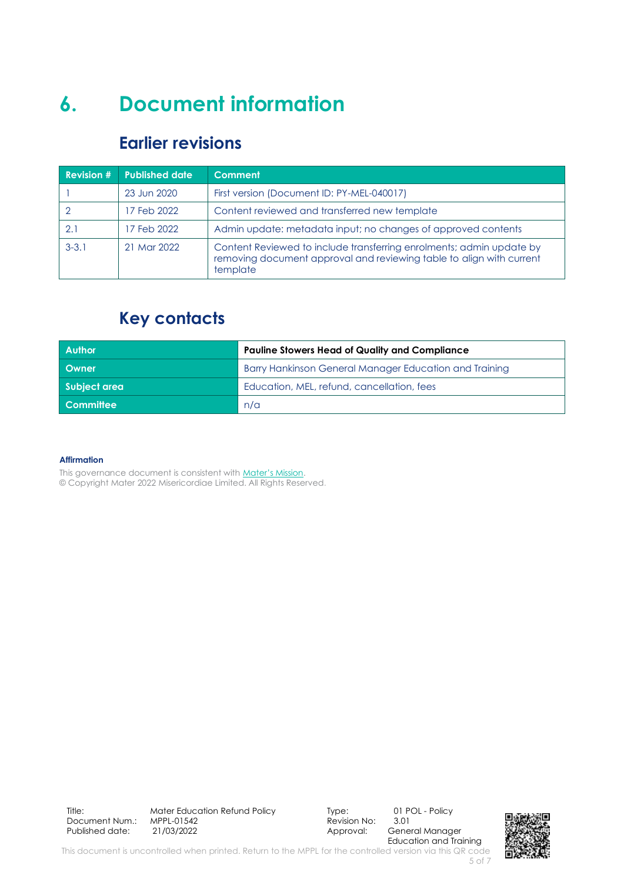# 6. Document information

## Earlier revisions

| Revision # | Published date | Comment |
|---|---|---|
| 1 | 23 Jun 2020 | First version (Document ID: PY-MEL-040017) |
| 2 | 17 Feb 2022 | Content reviewed and transferred new template |
| 2.1 | 17 Feb 2022 | Admin update: metadata input; no changes of approved contents |
| 3-3.1 | 21 Mar 2022 | Content Reviewed to include transferring enrolments; admin update by removing document approval and reviewing table to align with current template |

## Key contacts

| Author | **Pauline Stowers Head of Quality and Compliance** |
|---|---|
| Owner | Barry Hankinson General Manager Education and Training |
| Subject area | Education, MEL, refund, cancellation, fees |
| Committee | n/a |

**Affirmation**

This governance document is consistent with [Mater's Mission](Mater's Mission).
© Copyright Mater 2022 Misericordiae Limited. All Rights Reserved.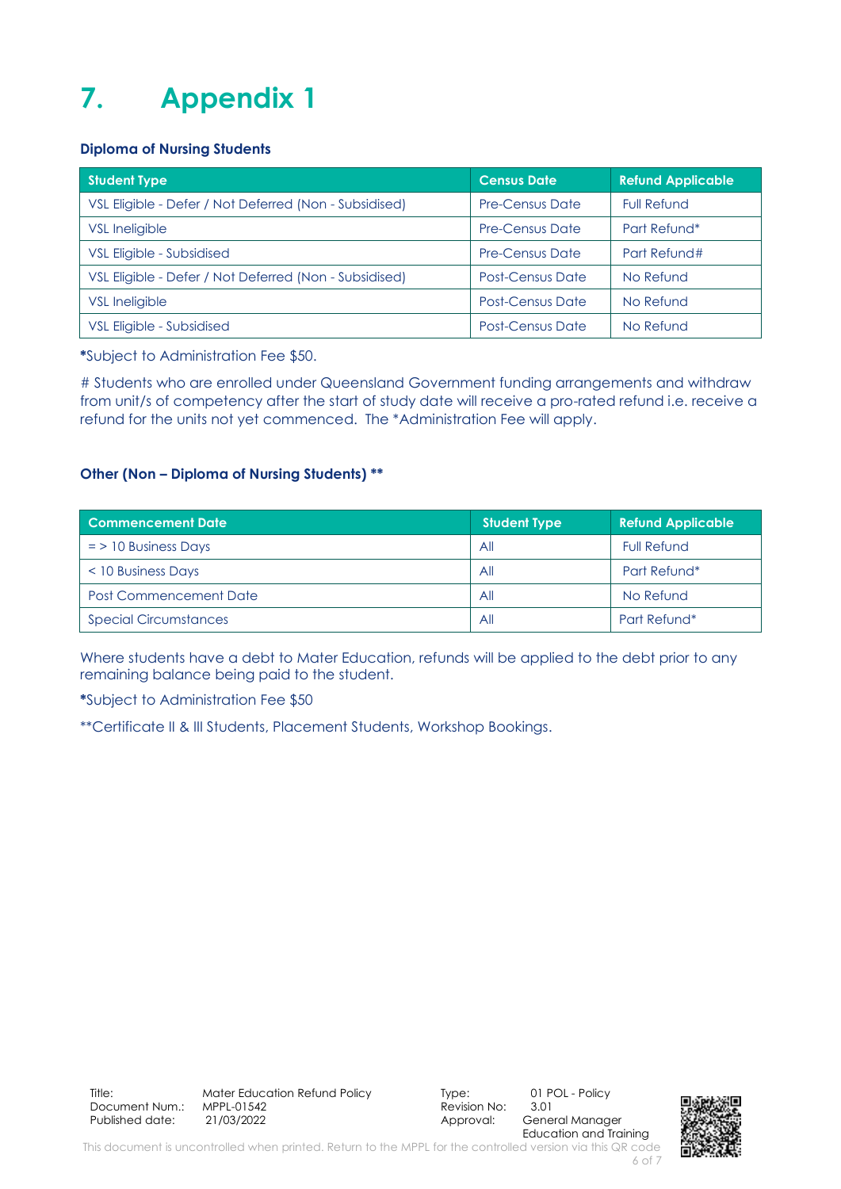# 7. Appendix 1

**Diploma of Nursing Students**

| Student Type | Census Date | Refund Applicable |
|---|---|---|
| VSL Eligible - Defer / Not Deferred (Non - Subsidised) | Pre-Census Date | Full Refund |
| VSL Ineligible | Pre-Census Date | Part Refund* |
| VSL Eligible - Subsidised | Pre-Census Date | Part Refund# |
| VSL Eligible - Defer / Not Deferred (Non - Subsidised) | Post-Census Date | No Refund |
| VSL Ineligible | Post-Census Date | No Refund |
| VSL Eligible - Subsidised | Post-Census Date | No Refund |

**\***Subject to Administration Fee $50.

# Students who are enrolled under Queensland Government funding arrangements and withdraw from unit/s of competency after the start of study date will receive a pro-rated refund i.e. receive a refund for the units not yet commenced. The *Administration Fee will apply.

**Other (Non – Diploma of Nursing Students) \*\***

| Commencement Date | Student Type | Refund Applicable |
|---|---|---|
| = > 10 Business Days | All | Full Refund |
| < 10 Business Days | All | Part Refund* |
| Post Commencement Date | All | No Refund |
| Special Circumstances | All | Part Refund* |

Where students have a debt to Mater Education, refunds will be applied to the debt prior to any remaining balance being paid to the student.

**\***Subject to Administration Fee $50

**Certificate II & III Students, Placement Students, Workshop Bookings.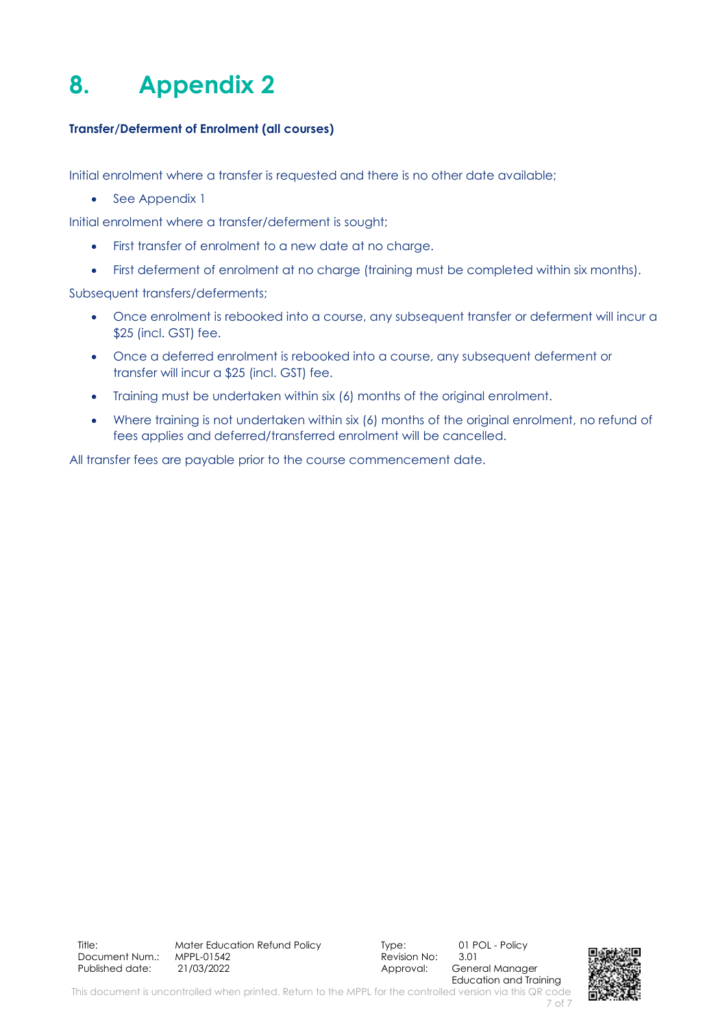# 8. Appendix 2

**Transfer/Deferment of Enrolment (all courses)**

Initial enrolment where a transfer is requested and there is no other date available;

- See Appendix 1

Initial enrolment where a transfer/deferment is sought;

- First transfer of enrolment to a new date at no charge.
- First deferment of enrolment at no charge (training must be completed within six months).

Subsequent transfers/deferments;

- Once enrolment is rebooked into a course, any subsequent transfer or deferment will incur a $25 (incl. GST) fee.
- Once a deferred enrolment is rebooked into a course, any subsequent deferment or transfer will incur a $25 (incl. GST) fee.
- Training must be undertaken within six (6) months of the original enrolment.
- Where training is not undertaken within six (6) months of the original enrolment, no refund of fees applies and deferred/transferred enrolment will be cancelled.

All transfer fees are payable prior to the course commencement date.